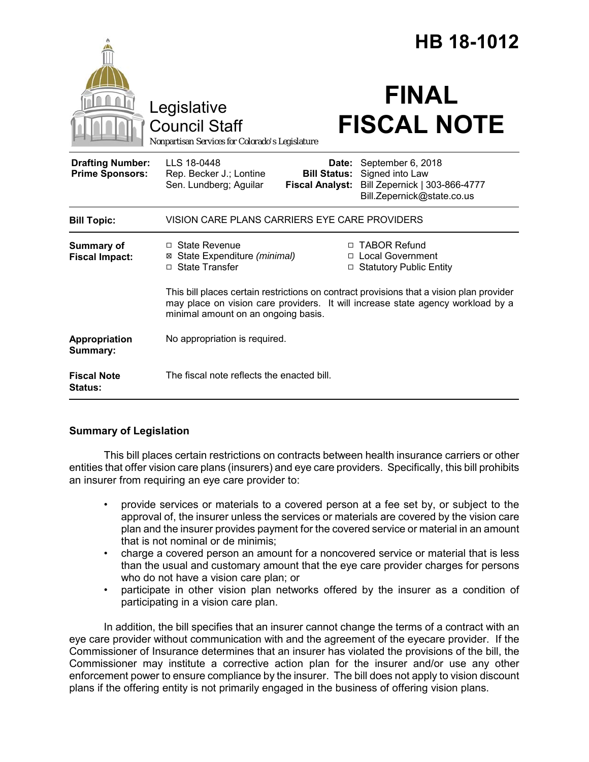# HB 18-1012

Legislative Council Staff

*Nonpartisan Services for Colorado's Legislature*

# FINAL FISCAL NOTE

| | | | |
|---|---|---|---|
| **Drafting Number:** | LLS 18-0448 | **Date:** | September 6, 2018 |
| **Prime Sponsors:** | Rep. Becker J.; Lontine<br>Sen. Lundberg; Aguilar | **Bill Status:** | Signed into Law |
| | | **Fiscal Analyst:** | Bill Zepernick \| 303-866-4777<br>Bill.Zepernick@state.co.us |

| | |
|---|---|
| **Bill Topic:** | VISION CARE PLANS CARRIERS EYE CARE PROVIDERS |
| **Summary of Fiscal Impact:** | ☐ State Revenue<br>☒ State Expenditure *(minimal)*<br>☐ State Transfer<br>☐ TABOR Refund<br>☐ Local Government<br>☐ Statutory Public Entity<br><br>This bill places certain restrictions on contract provisions that a vision plan provider may place on vision care providers. It will increase state agency workload by a minimal amount on an ongoing basis. |
| **Appropriation Summary:** | No appropriation is required. |
| **Fiscal Note Status:** | The fiscal note reflects the enacted bill. |

## Summary of Legislation

This bill places certain restrictions on contracts between health insurance carriers or other entities that offer vision care plans (insurers) and eye care providers. Specifically, this bill prohibits an insurer from requiring an eye care provider to:

- provide services or materials to a covered person at a fee set by, or subject to the approval of, the insurer unless the services or materials are covered by the vision care plan and the insurer provides payment for the covered service or material in an amount that is not nominal or de minimis;
- charge a covered person an amount for a noncovered service or material that is less than the usual and customary amount that the eye care provider charges for persons who do not have a vision care plan; or
- participate in other vision plan networks offered by the insurer as a condition of participating in a vision care plan.

In addition, the bill specifies that an insurer cannot change the terms of a contract with an eye care provider without communication with and the agreement of the eyecare provider. If the Commissioner of Insurance determines that an insurer has violated the provisions of the bill, the Commissioner may institute a corrective action plan for the insurer and/or use any other enforcement power to ensure compliance by the insurer. The bill does not apply to vision discount plans if the offering entity is not primarily engaged in the business of offering vision plans.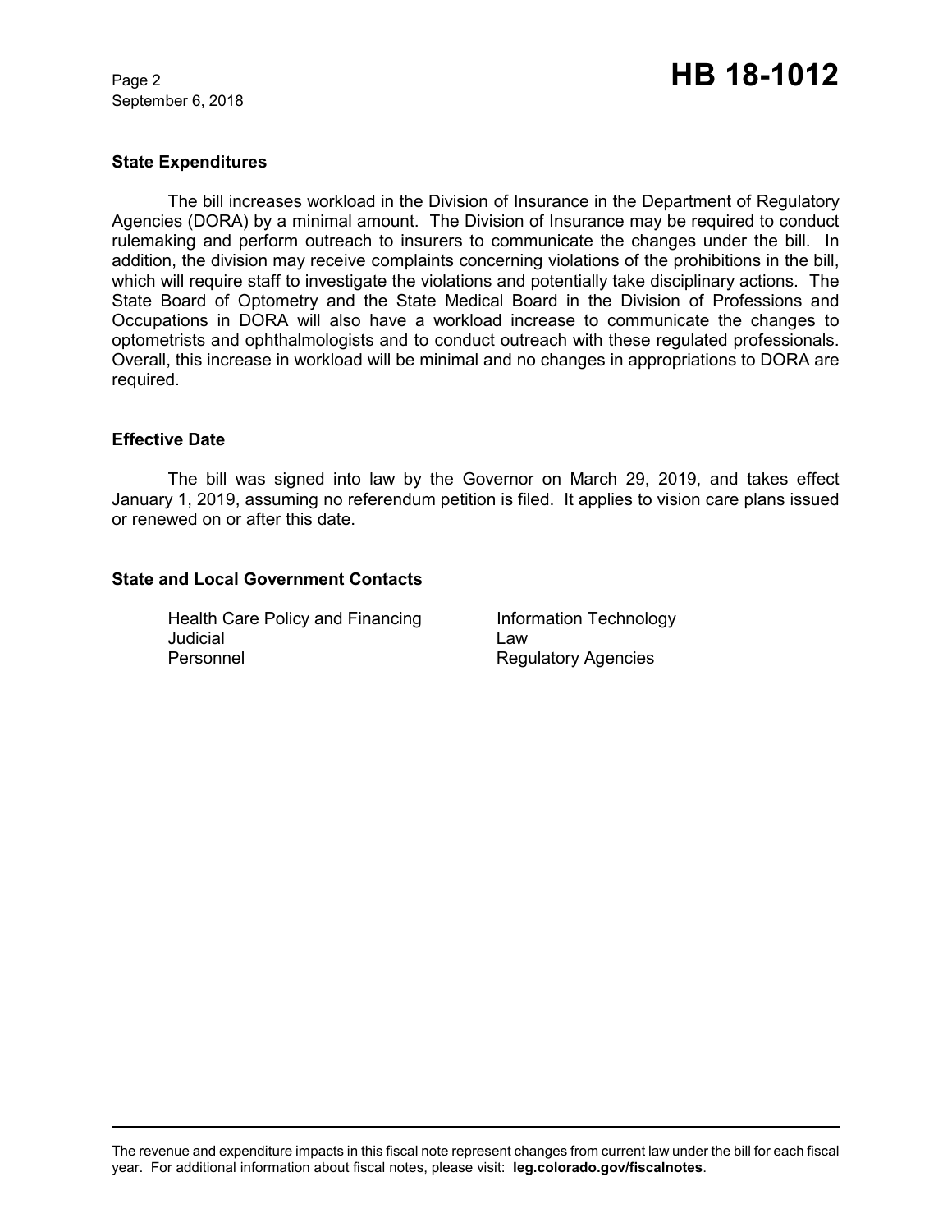## State Expenditures

The bill increases workload in the Division of Insurance in the Department of Regulatory Agencies (DORA) by a minimal amount. The Division of Insurance may be required to conduct rulemaking and perform outreach to insurers to communicate the changes under the bill. In addition, the division may receive complaints concerning violations of the prohibitions in the bill, which will require staff to investigate the violations and potentially take disciplinary actions. The State Board of Optometry and the State Medical Board in the Division of Professions and Occupations in DORA will also have a workload increase to communicate the changes to optometrists and ophthalmologists and to conduct outreach with these regulated professionals. Overall, this increase in workload will be minimal and no changes in appropriations to DORA are required.

## Effective Date

The bill was signed into law by the Governor on March 29, 2019, and takes effect January 1, 2019, assuming no referendum petition is filed. It applies to vision care plans issued or renewed on or after this date.

## State and Local Government Contacts

| | |
|---|---|
| Health Care Policy and Financing | Information Technology |
| Judicial | Law |
| Personnel | Regulatory Agencies |

The revenue and expenditure impacts in this fiscal note represent changes from current law under the bill for each fiscal year. For additional information about fiscal notes, please visit: **leg.colorado.gov/fiscalnotes**.